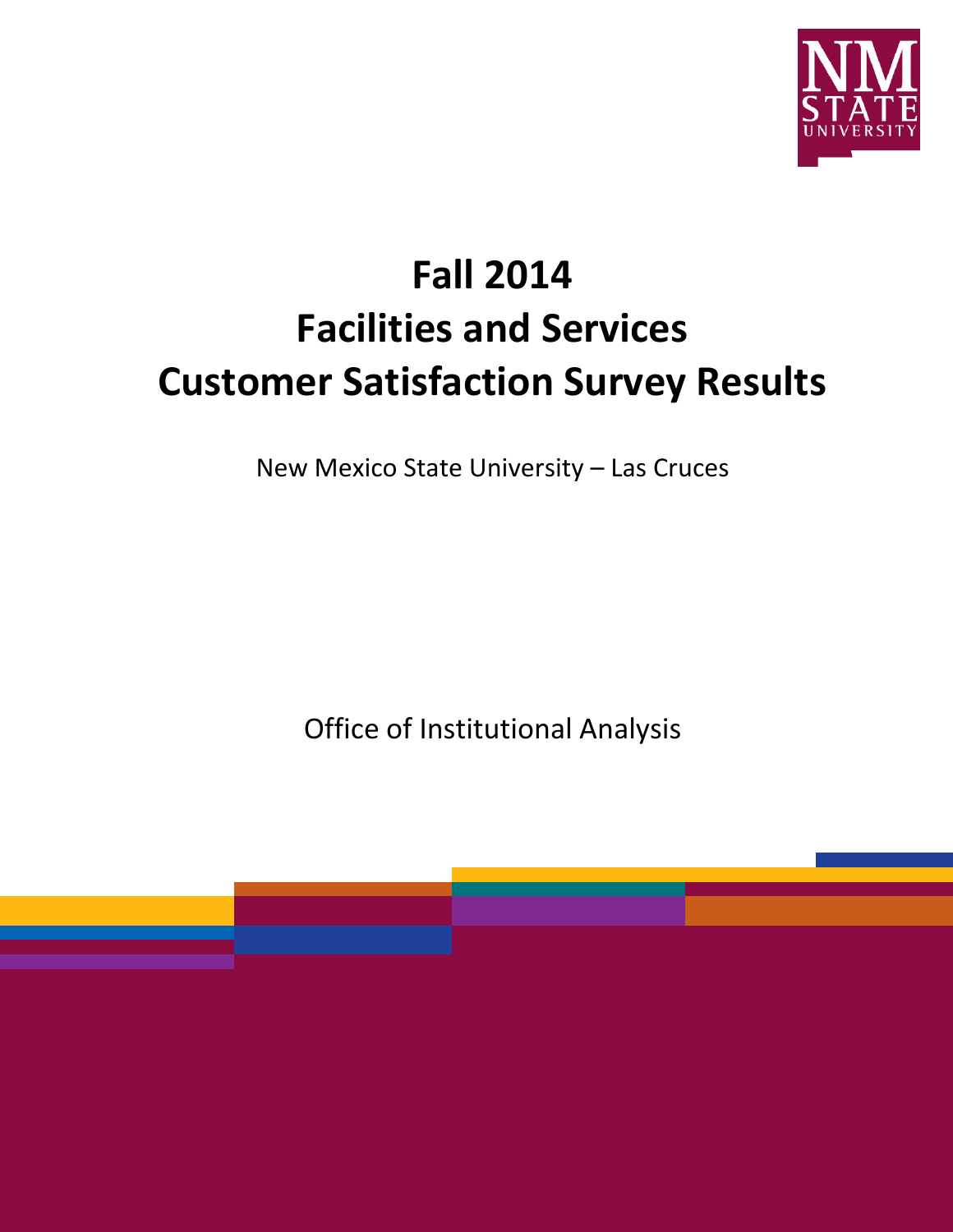# Fall 2014
# Facilities and Services
# Customer Satisfaction Survey Results

New Mexico State University – Las Cruces

Office of Institutional Analysis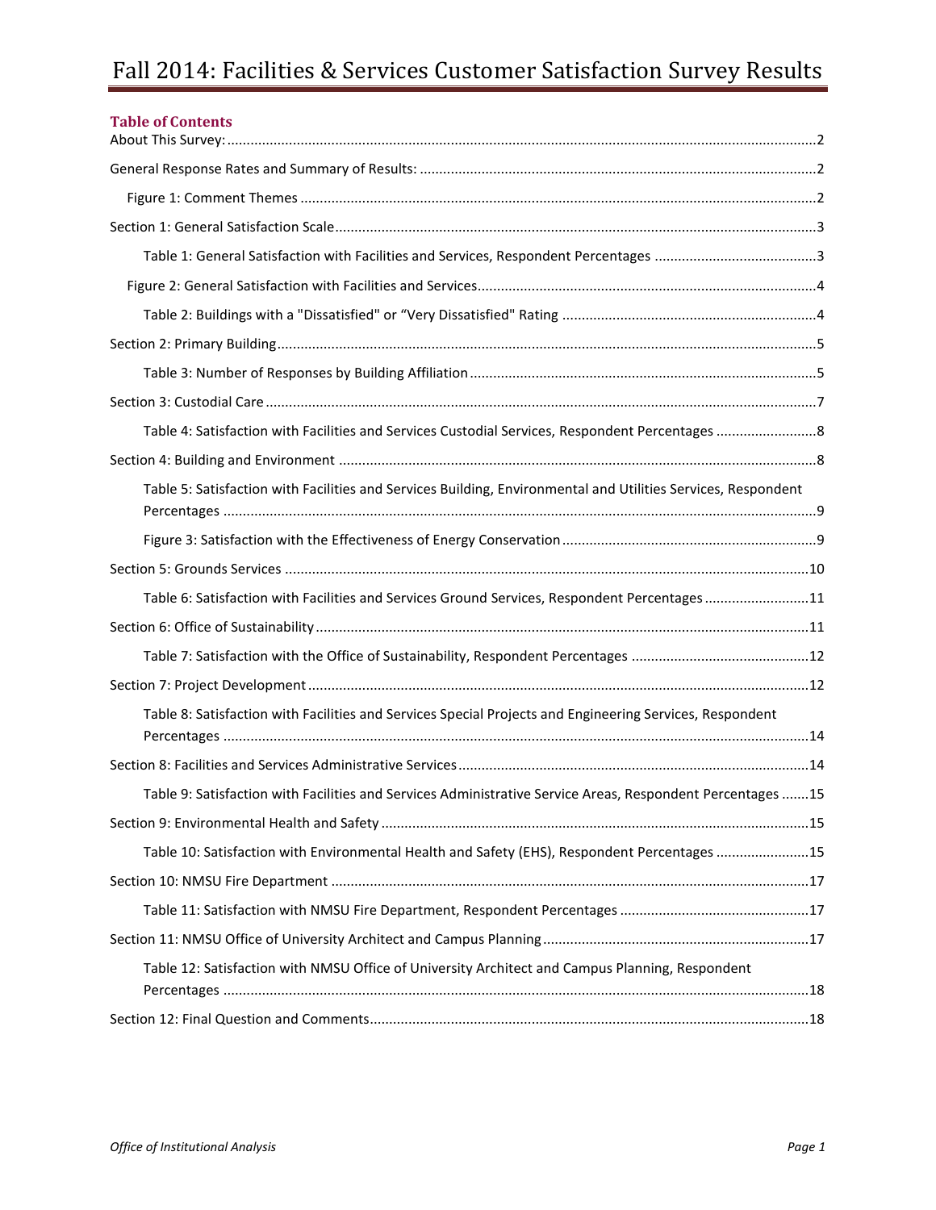# Fall 2014: Facilities & Services Customer Satisfaction Survey Results

## Table of Contents

About This Survey: ....................................................................................................................................2

General Response Rates and Summary of Results: ..................................................................................2

Figure 1: Comment Themes ..................................................................................................................2

Section 1: General Satisfaction Scale.........................................................................................................3

Table 1: General Satisfaction with Facilities and Services, Respondent Percentages ..........................3

Figure 2: General Satisfaction with Facilities and Services.....................................................................4

Table 2: Buildings with a "Dissatisfied" or "Very Dissatisfied" Rating ..................................................4

Section 2: Primary Building........................................................................................................................5

Table 3: Number of Responses by Building Affiliation ..........................................................................5

Section 3: Custodial Care ...........................................................................................................................7

Table 4: Satisfaction with Facilities and Services Custodial Services, Respondent Percentages ..........8

Section 4: Building and Environment ........................................................................................................8

Table 5: Satisfaction with Facilities and Services Building, Environmental and Utilities Services, Respondent Percentages ...........................................................................................................................9

Figure 3: Satisfaction with the Effectiveness of Energy Conservation ..................................................9

Section 5: Grounds Services ....................................................................................................................10

Table 6: Satisfaction with Facilities and Services Ground Services, Respondent Percentages ...........11

Section 6: Office of Sustainability ............................................................................................................11

Table 7: Satisfaction with the Office of Sustainability, Respondent Percentages ..............................12

Section 7: Project Development ..............................................................................................................12

Table 8: Satisfaction with Facilities and Services Special Projects and Engineering Services, Respondent Percentages .........................................................................................................................14

Section 8: Facilities and Services Administrative Services........................................................................14

Table 9: Satisfaction with Facilities and Services Administrative Service Areas, Respondent Percentages .......15

Section 9: Environmental Health and Safety ...........................................................................................15

Table 10: Satisfaction with Environmental Health and Safety (EHS), Respondent Percentages ........15

Section 10: NMSU Fire Department ........................................................................................................17

Table 11: Satisfaction with NMSU Fire Department, Respondent Percentages .................................17

Section 11: NMSU Office of University Architect and Campus Planning..................................................17

Table 12: Satisfaction with NMSU Office of University Architect and Campus Planning, Respondent Percentages .........................................................................................................................18

Section 12: Final Question and Comments..............................................................................................18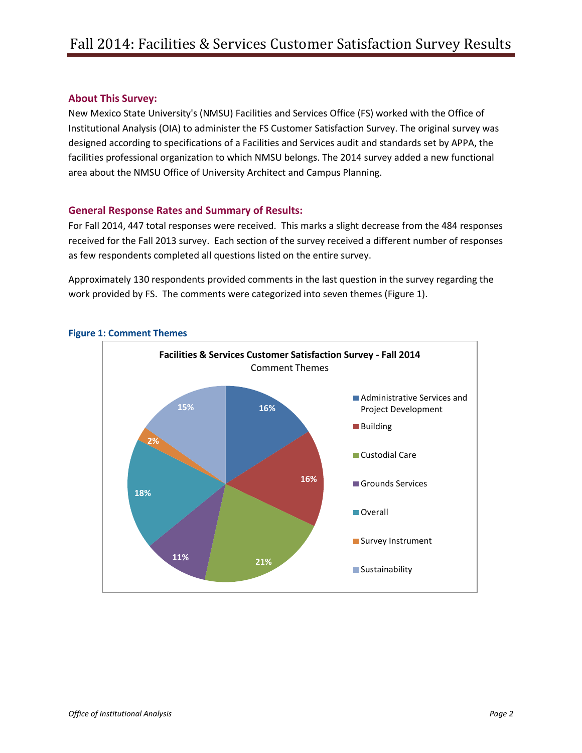# Fall 2014: Facilities & Services Customer Satisfaction Survey Results

## About This Survey:

New Mexico State University's (NMSU) Facilities and Services Office (FS) worked with the Office of Institutional Analysis (OIA) to administer the FS Customer Satisfaction Survey. The original survey was designed according to specifications of a Facilities and Services audit and standards set by APPA, the facilities professional organization to which NMSU belongs. The 2014 survey added a new functional area about the NMSU Office of University Architect and Campus Planning.

## General Response Rates and Summary of Results:

For Fall 2014, 447 total responses were received. This marks a slight decrease from the 484 responses received for the Fall 2013 survey. Each section of the survey received a different number of responses as few respondents completed all questions listed on the entire survey.

Approximately 130 respondents provided comments in the last question in the survey regarding the work provided by FS. The comments were categorized into seven themes (Figure 1).

**Figure 1: Comment Themes**

**Facilities & Services Customer Satisfaction Survey - Fall 2014**
Comment Themes

| Theme | Percent |
|---|---|
| Administrative Services and Project Development | 16% |
| Building | 16% |
| Custodial Care | 21% |
| Grounds Services | 11% |
| Overall | 18% |
| Survey Instrument | 2% |
| Sustainability | 15% |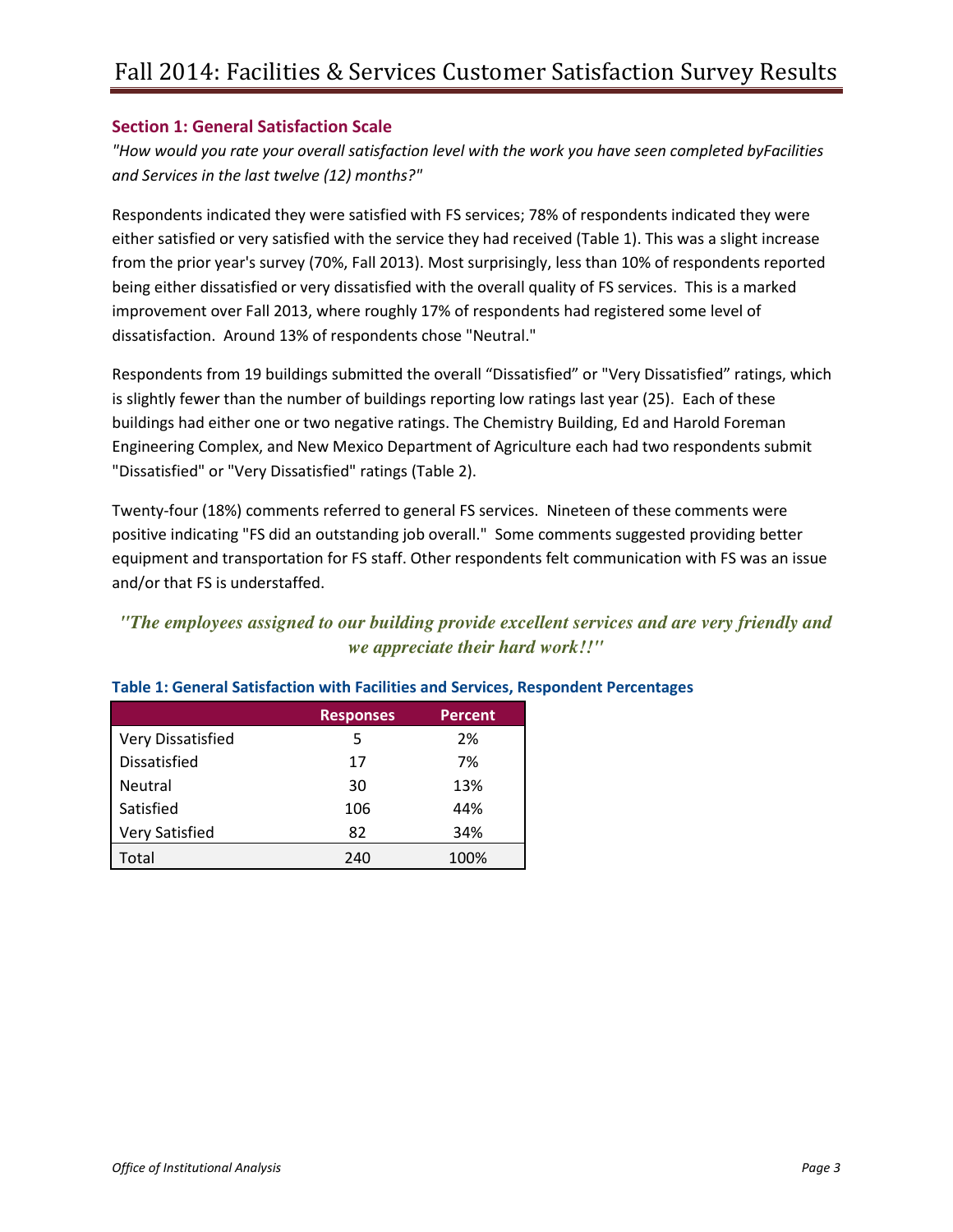## Section 1: General Satisfaction Scale

*"How would you rate your overall satisfaction level with the work you have seen completed byFacilities and Services in the last twelve (12) months?"*

Respondents indicated they were satisfied with FS services; 78% of respondents indicated they were either satisfied or very satisfied with the service they had received (Table 1). This was a slight increase from the prior year's survey (70%, Fall 2013). Most surprisingly, less than 10% of respondents reported being either dissatisfied or very dissatisfied with the overall quality of FS services. This is a marked improvement over Fall 2013, where roughly 17% of respondents had registered some level of dissatisfaction. Around 13% of respondents chose "Neutral."

Respondents from 19 buildings submitted the overall "Dissatisfied" or "Very Dissatisfied" ratings, which is slightly fewer than the number of buildings reporting low ratings last year (25). Each of these buildings had either one or two negative ratings. The Chemistry Building, Ed and Harold Foreman Engineering Complex, and New Mexico Department of Agriculture each had two respondents submit "Dissatisfied" or "Very Dissatisfied" ratings (Table 2).

Twenty-four (18%) comments referred to general FS services. Nineteen of these comments were positive indicating "FS did an outstanding job overall." Some comments suggested providing better equipment and transportation for FS staff. Other respondents felt communication with FS was an issue and/or that FS is understaffed.

***"The employees assigned to our building provide excellent services and are very friendly and we appreciate their hard work!!"***

**Table 1: General Satisfaction with Facilities and Services, Respondent Percentages**

| | Responses | Percent |
|---|---|---|
| Very Dissatisfied | 5 | 2% |
| Dissatisfied | 17 | 7% |
| Neutral | 30 | 13% |
| Satisfied | 106 | 44% |
| Very Satisfied | 82 | 34% |
| Total | 240 | 100% |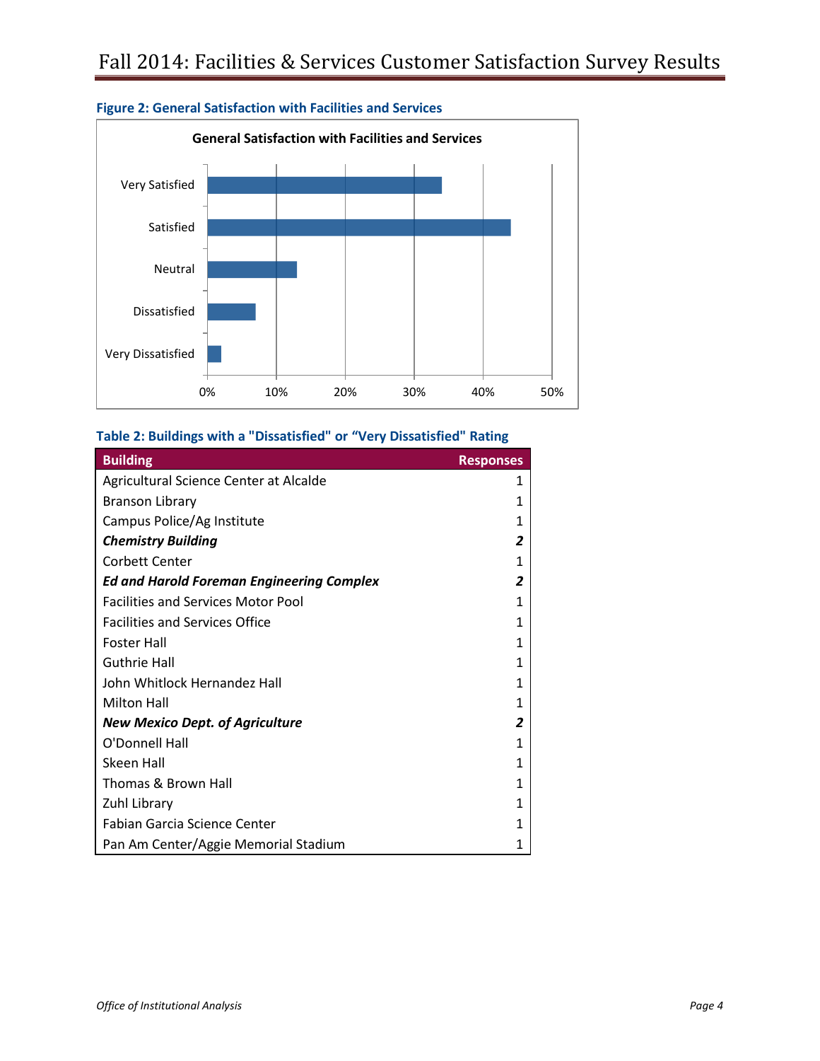**Figure 2: General Satisfaction with Facilities and Services**

General Satisfaction with Facilities and Services

Very Satisfied

Satisfied

Neutral

Dissatisfied

Very Dissatisfied

0% 10% 20% 30% 40% 50%

**Table 2: Buildings with a "Dissatisfied" or "Very Dissatisfied" Rating**

| Building | Responses |
|---|---|
| Agricultural Science Center at Alcalde | 1 |
| Branson Library | 1 |
| Campus Police/Ag Institute | 1 |
| ***Chemistry Building*** | ***2*** |
| Corbett Center | 1 |
| ***Ed and Harold Foreman Engineering Complex*** | ***2*** |
| Facilities and Services Motor Pool | 1 |
| Facilities and Services Office | 1 |
| Foster Hall | 1 |
| Guthrie Hall | 1 |
| John Whitlock Hernandez Hall | 1 |
| Milton Hall | 1 |
| ***New Mexico Dept. of Agriculture*** | ***2*** |
| O'Donnell Hall | 1 |
| Skeen Hall | 1 |
| Thomas & Brown Hall | 1 |
| Zuhl Library | 1 |
| Fabian Garcia Science Center | 1 |
| Pan Am Center/Aggie Memorial Stadium | 1 |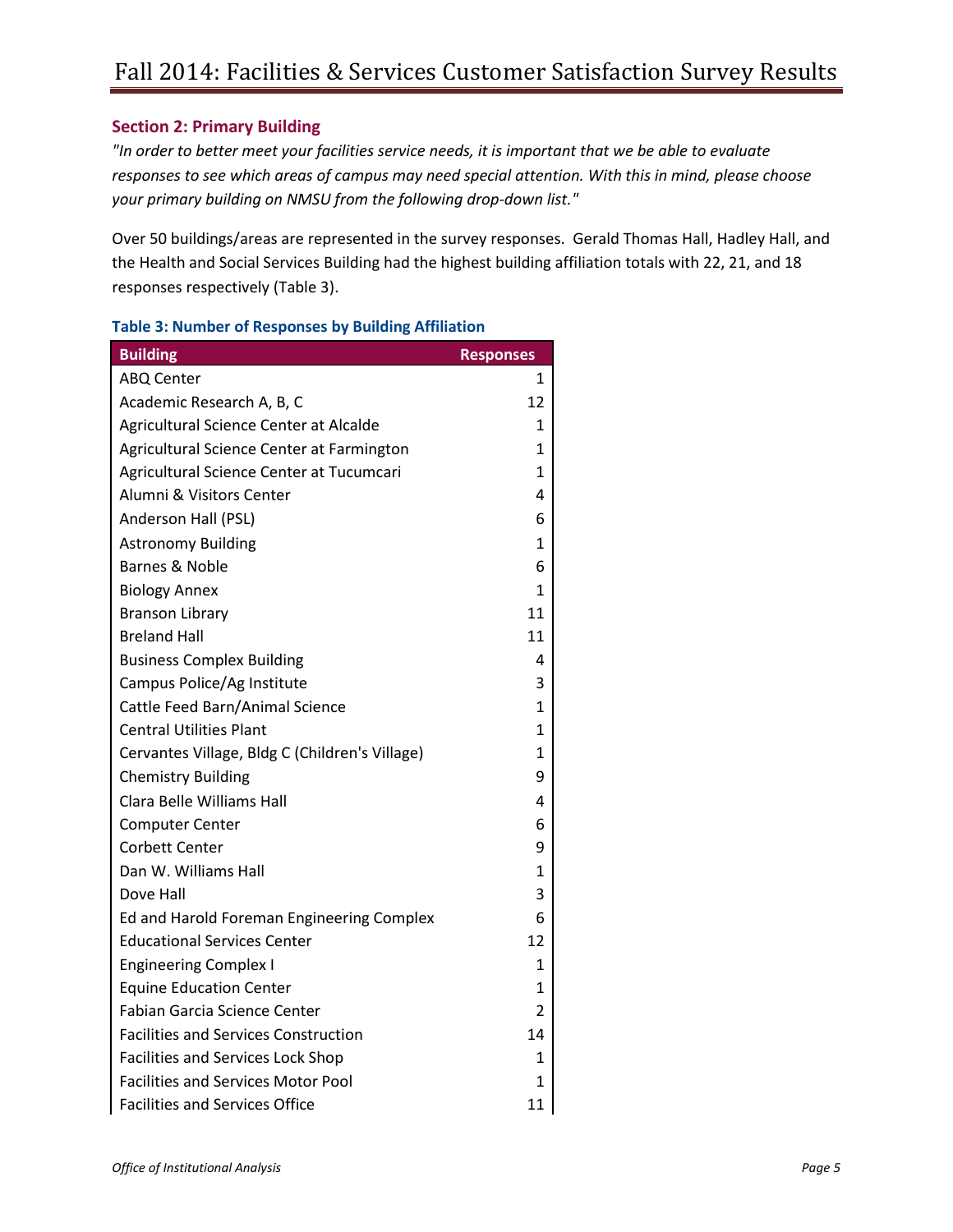## Section 2: Primary Building

*"In order to better meet your facilities service needs, it is important that we be able to evaluate responses to see which areas of campus may need special attention. With this in mind, please choose your primary building on NMSU from the following drop-down list."*

Over 50 buildings/areas are represented in the survey responses. Gerald Thomas Hall, Hadley Hall, and the Health and Social Services Building had the highest building affiliation totals with 22, 21, and 18 responses respectively (Table 3).

**Table 3: Number of Responses by Building Affiliation**

| Building | Responses |
|---|---|
| ABQ Center | 1 |
| Academic Research A, B, C | 12 |
| Agricultural Science Center at Alcalde | 1 |
| Agricultural Science Center at Farmington | 1 |
| Agricultural Science Center at Tucumcari | 1 |
| Alumni & Visitors Center | 4 |
| Anderson Hall (PSL) | 6 |
| Astronomy Building | 1 |
| Barnes & Noble | 6 |
| Biology Annex | 1 |
| Branson Library | 11 |
| Breland Hall | 11 |
| Business Complex Building | 4 |
| Campus Police/Ag Institute | 3 |
| Cattle Feed Barn/Animal Science | 1 |
| Central Utilities Plant | 1 |
| Cervantes Village, Bldg C (Children's Village) | 1 |
| Chemistry Building | 9 |
| Clara Belle Williams Hall | 4 |
| Computer Center | 6 |
| Corbett Center | 9 |
| Dan W. Williams Hall | 1 |
| Dove Hall | 3 |
| Ed and Harold Foreman Engineering Complex | 6 |
| Educational Services Center | 12 |
| Engineering Complex I | 1 |
| Equine Education Center | 1 |
| Fabian Garcia Science Center | 2 |
| Facilities and Services Construction | 14 |
| Facilities and Services Lock Shop | 1 |
| Facilities and Services Motor Pool | 1 |
| Facilities and Services Office | 11 |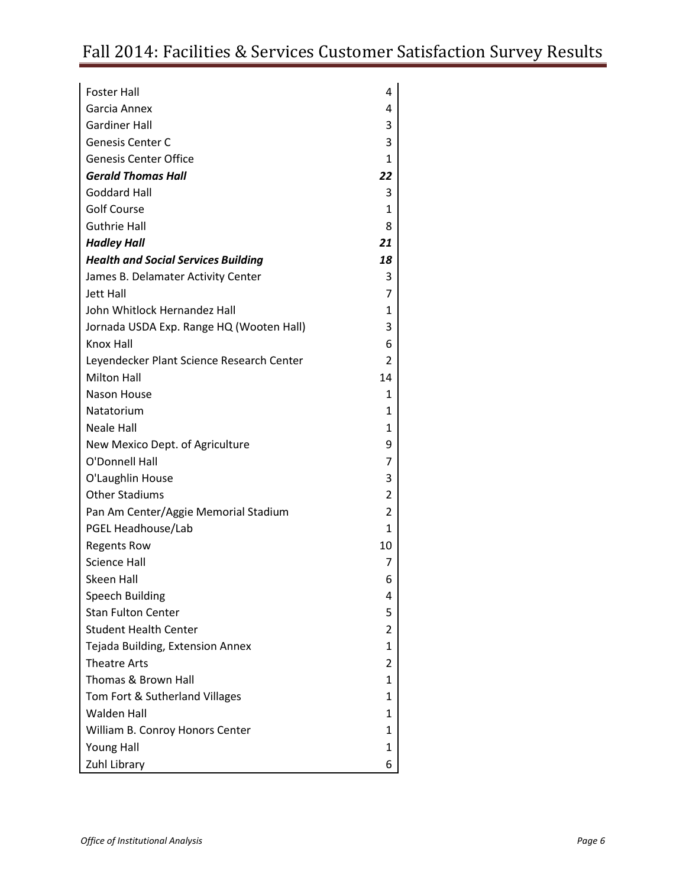| | |
|---|---|
| Foster Hall | 4 |
| Garcia Annex | 4 |
| Gardiner Hall | 3 |
| Genesis Center C | 3 |
| Genesis Center Office | 1 |
| ***Gerald Thomas Hall*** | ***22*** |
| Goddard Hall | 3 |
| Golf Course | 1 |
| Guthrie Hall | 8 |
| ***Hadley Hall*** | ***21*** |
| ***Health and Social Services Building*** | ***18*** |
| James B. Delamater Activity Center | 3 |
| Jett Hall | 7 |
| John Whitlock Hernandez Hall | 1 |
| Jornada USDA Exp. Range HQ (Wooten Hall) | 3 |
| Knox Hall | 6 |
| Leyendecker Plant Science Research Center | 2 |
| Milton Hall | 14 |
| Nason House | 1 |
| Natatorium | 1 |
| Neale Hall | 1 |
| New Mexico Dept. of Agriculture | 9 |
| O'Donnell Hall | 7 |
| O'Laughlin House | 3 |
| Other Stadiums | 2 |
| Pan Am Center/Aggie Memorial Stadium | 2 |
| PGEL Headhouse/Lab | 1 |
| Regents Row | 10 |
| Science Hall | 7 |
| Skeen Hall | 6 |
| Speech Building | 4 |
| Stan Fulton Center | 5 |
| Student Health Center | 2 |
| Tejada Building, Extension Annex | 1 |
| Theatre Arts | 2 |
| Thomas & Brown Hall | 1 |
| Tom Fort & Sutherland Villages | 1 |
| Walden Hall | 1 |
| William B. Conroy Honors Center | 1 |
| Young Hall | 1 |
| Zuhl Library | 6 |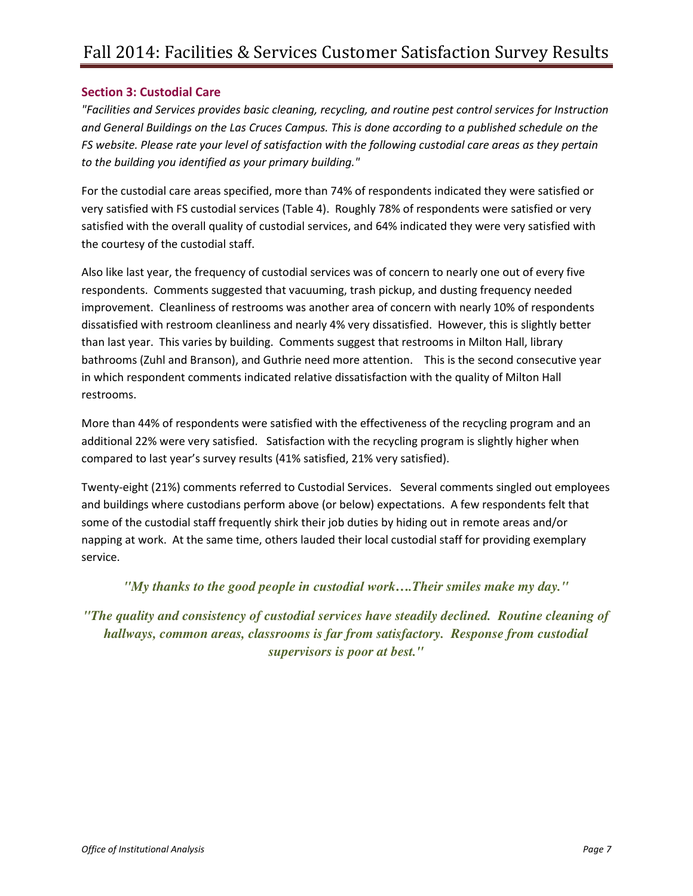## Section 3: Custodial Care

*"Facilities and Services provides basic cleaning, recycling, and routine pest control services for Instruction and General Buildings on the Las Cruces Campus. This is done according to a published schedule on the FS website. Please rate your level of satisfaction with the following custodial care areas as they pertain to the building you identified as your primary building."*

For the custodial care areas specified, more than 74% of respondents indicated they were satisfied or very satisfied with FS custodial services (Table 4). Roughly 78% of respondents were satisfied or very satisfied with the overall quality of custodial services, and 64% indicated they were very satisfied with the courtesy of the custodial staff.

Also like last year, the frequency of custodial services was of concern to nearly one out of every five respondents. Comments suggested that vacuuming, trash pickup, and dusting frequency needed improvement. Cleanliness of restrooms was another area of concern with nearly 10% of respondents dissatisfied with restroom cleanliness and nearly 4% very dissatisfied. However, this is slightly better than last year. This varies by building. Comments suggest that restrooms in Milton Hall, library bathrooms (Zuhl and Branson), and Guthrie need more attention. This is the second consecutive year in which respondent comments indicated relative dissatisfaction with the quality of Milton Hall restrooms.

More than 44% of respondents were satisfied with the effectiveness of the recycling program and an additional 22% were very satisfied. Satisfaction with the recycling program is slightly higher when compared to last year's survey results (41% satisfied, 21% very satisfied).

Twenty-eight (21%) comments referred to Custodial Services. Several comments singled out employees and buildings where custodians perform above (or below) expectations. A few respondents felt that some of the custodial staff frequently shirk their job duties by hiding out in remote areas and/or napping at work. At the same time, others lauded their local custodial staff for providing exemplary service.

***"My thanks to the good people in custodial work….Their smiles make my day."***

***"The quality and consistency of custodial services have steadily declined. Routine cleaning of hallways, common areas, classrooms is far from satisfactory. Response from custodial supervisors is poor at best."***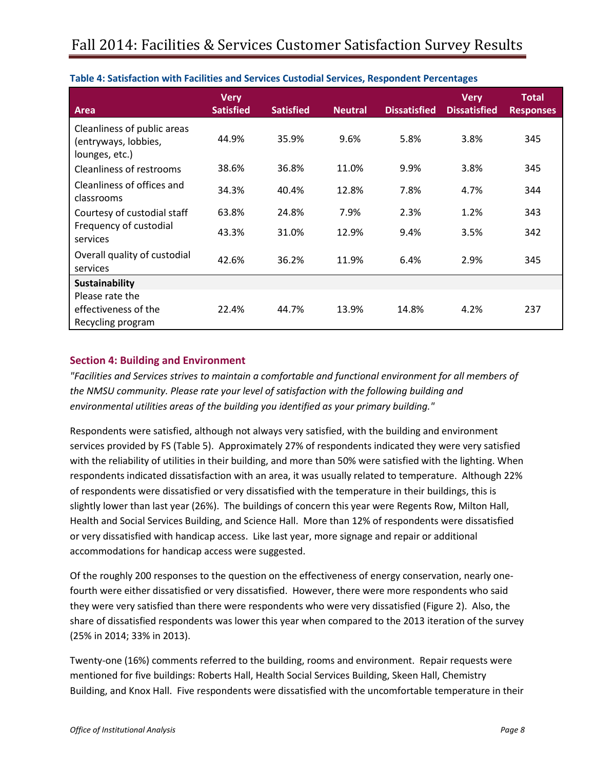**Table 4: Satisfaction with Facilities and Services Custodial Services, Respondent Percentages**

| Area | Very Satisfied | Satisfied | Neutral | Dissatisfied | Very Dissatisfied | Total Responses |
|---|---|---|---|---|---|---|
| Cleanliness of public areas (entryways, lobbies, lounges, etc.) | 44.9% | 35.9% | 9.6% | 5.8% | 3.8% | 345 |
| Cleanliness of restrooms | 38.6% | 36.8% | 11.0% | 9.9% | 3.8% | 345 |
| Cleanliness of offices and classrooms | 34.3% | 40.4% | 12.8% | 7.8% | 4.7% | 344 |
| Courtesy of custodial staff | 63.8% | 24.8% | 7.9% | 2.3% | 1.2% | 343 |
| Frequency of custodial services | 43.3% | 31.0% | 12.9% | 9.4% | 3.5% | 342 |
| Overall quality of custodial services | 42.6% | 36.2% | 11.9% | 6.4% | 2.9% | 345 |
| **Sustainability** | | | | | | |
| Please rate the effectiveness of the Recycling program | 22.4% | 44.7% | 13.9% | 14.8% | 4.2% | 237 |

### Section 4: Building and Environment

*"Facilities and Services strives to maintain a comfortable and functional environment for all members of the NMSU community. Please rate your level of satisfaction with the following building and environmental utilities areas of the building you identified as your primary building."*

Respondents were satisfied, although not always very satisfied, with the building and environment services provided by FS (Table 5). Approximately 27% of respondents indicated they were very satisfied with the reliability of utilities in their building, and more than 50% were satisfied with the lighting. When respondents indicated dissatisfaction with an area, it was usually related to temperature. Although 22% of respondents were dissatisfied or very dissatisfied with the temperature in their buildings, this is slightly lower than last year (26%). The buildings of concern this year were Regents Row, Milton Hall, Health and Social Services Building, and Science Hall. More than 12% of respondents were dissatisfied or very dissatisfied with handicap access. Like last year, more signage and repair or additional accommodations for handicap access were suggested.

Of the roughly 200 responses to the question on the effectiveness of energy conservation, nearly one-fourth were either dissatisfied or very dissatisfied. However, there were more respondents who said they were very satisfied than there were respondents who were very dissatisfied (Figure 2). Also, the share of dissatisfied respondents was lower this year when compared to the 2013 iteration of the survey (25% in 2014; 33% in 2013).

Twenty-one (16%) comments referred to the building, rooms and environment. Repair requests were mentioned for five buildings: Roberts Hall, Health Social Services Building, Skeen Hall, Chemistry Building, and Knox Hall. Five respondents were dissatisfied with the uncomfortable temperature in their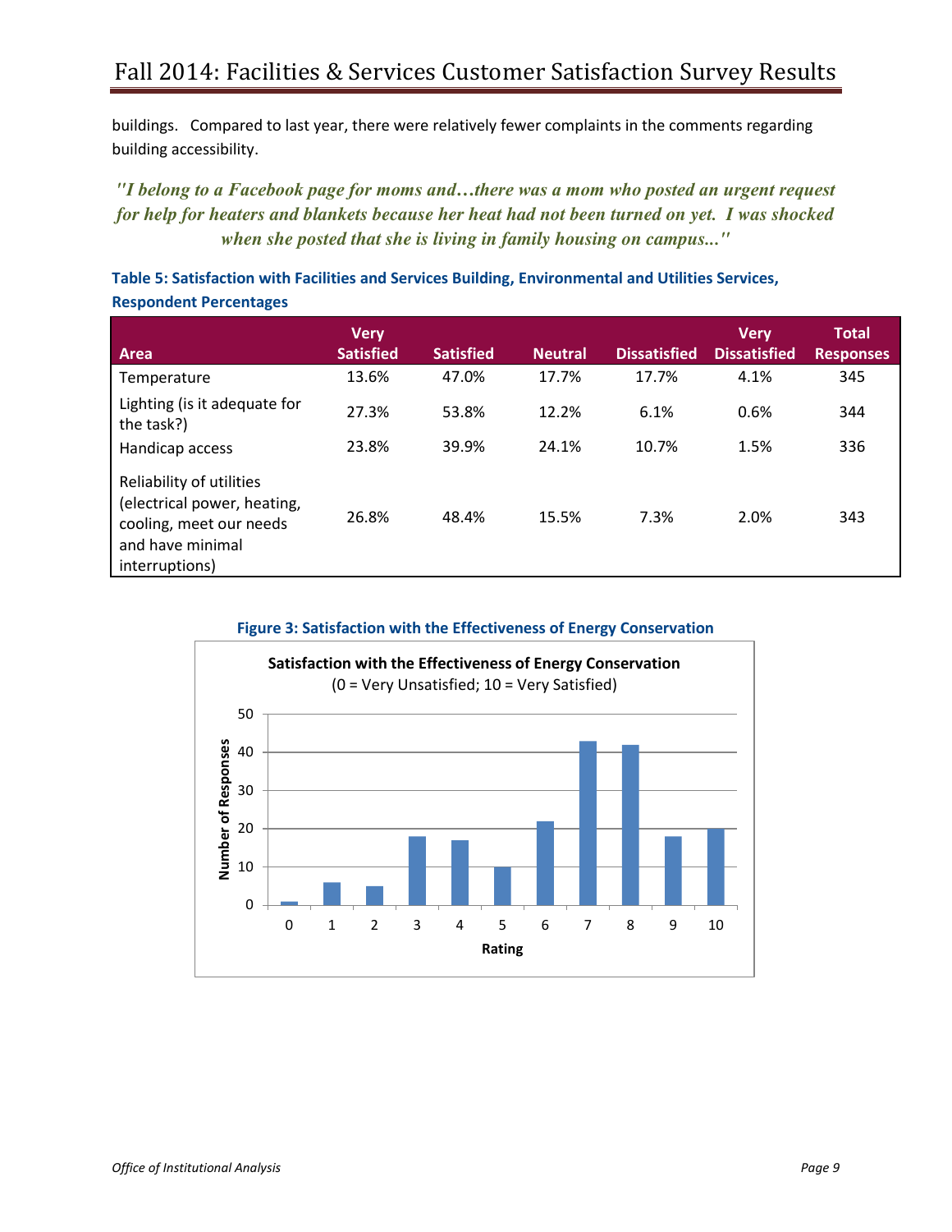buildings. Compared to last year, there were relatively fewer complaints in the comments regarding building accessibility.

***"I belong to a Facebook page for moms and…there was a mom who posted an urgent request for help for heaters and blankets because her heat had not been turned on yet. I was shocked when she posted that she is living in family housing on campus..."***

**Table 5: Satisfaction with Facilities and Services Building, Environmental and Utilities Services, Respondent Percentages**

| Area | Very Satisfied | Satisfied | Neutral | Dissatisfied | Very Dissatisfied | Total Responses |
|---|---|---|---|---|---|---|
| Temperature | 13.6% | 47.0% | 17.7% | 17.7% | 4.1% | 345 |
| Lighting (is it adequate for the task?) | 27.3% | 53.8% | 12.2% | 6.1% | 0.6% | 344 |
| Handicap access | 23.8% | 39.9% | 24.1% | 10.7% | 1.5% | 336 |
| Reliability of utilities (electrical power, heating, cooling, meet our needs and have minimal interruptions) | 26.8% | 48.4% | 15.5% | 7.3% | 2.0% | 343 |

**Figure 3: Satisfaction with the Effectiveness of Energy Conservation**

Satisfaction with the Effectiveness of Energy Conservation
(0 = Very Unsatisfied; 10 = Very Satisfied)

Number of Responses
0
10
20
30
40
50

Rating
0 1 2 3 4 5 6 7 8 9 10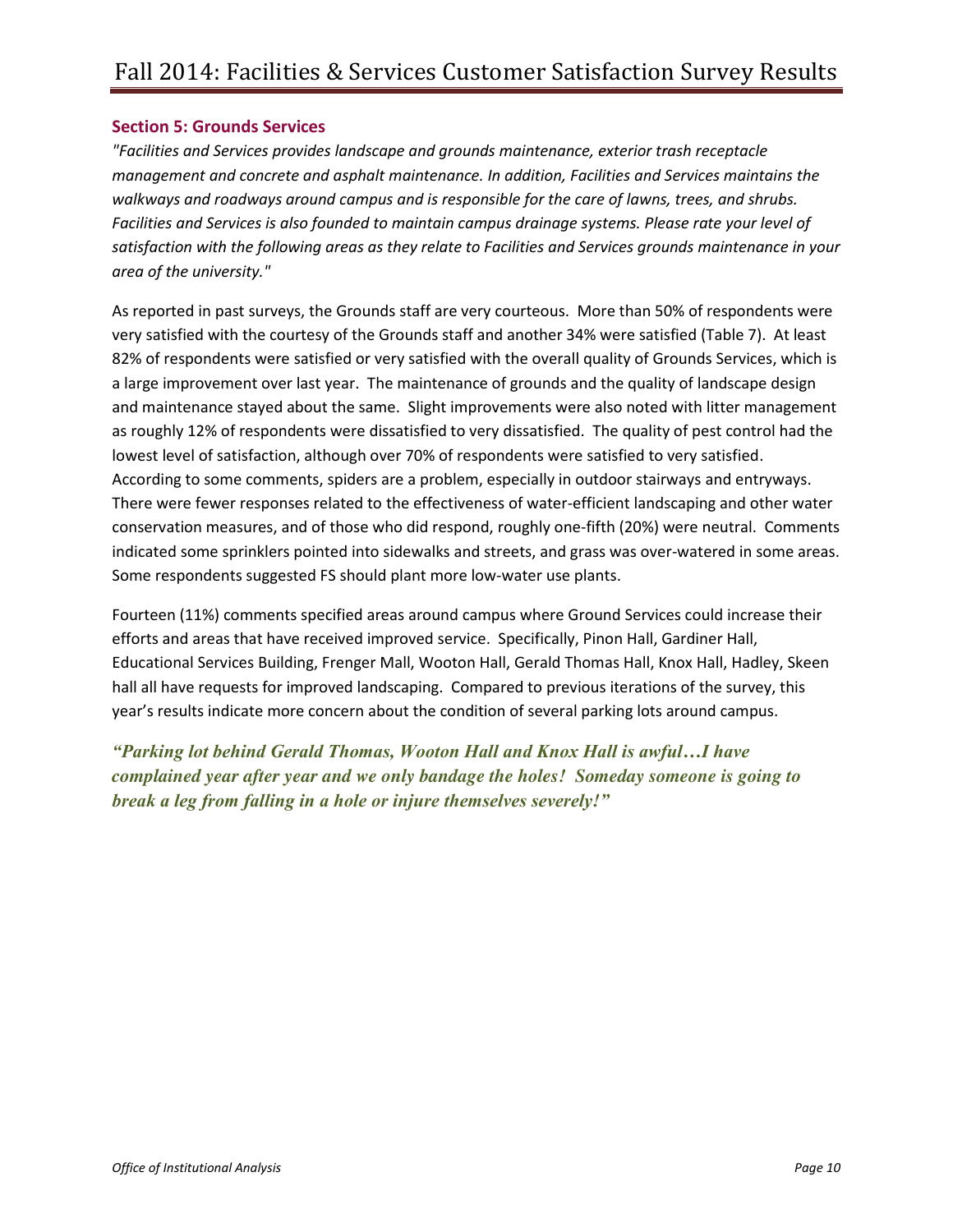### Section 5: Grounds Services

*"Facilities and Services provides landscape and grounds maintenance, exterior trash receptacle management and concrete and asphalt maintenance. In addition, Facilities and Services maintains the walkways and roadways around campus and is responsible for the care of lawns, trees, and shrubs. Facilities and Services is also founded to maintain campus drainage systems. Please rate your level of satisfaction with the following areas as they relate to Facilities and Services grounds maintenance in your area of the university."*

As reported in past surveys, the Grounds staff are very courteous. More than 50% of respondents were very satisfied with the courtesy of the Grounds staff and another 34% were satisfied (Table 7). At least 82% of respondents were satisfied or very satisfied with the overall quality of Grounds Services, which is a large improvement over last year. The maintenance of grounds and the quality of landscape design and maintenance stayed about the same. Slight improvements were also noted with litter management as roughly 12% of respondents were dissatisfied to very dissatisfied. The quality of pest control had the lowest level of satisfaction, although over 70% of respondents were satisfied to very satisfied. According to some comments, spiders are a problem, especially in outdoor stairways and entryways. There were fewer responses related to the effectiveness of water-efficient landscaping and other water conservation measures, and of those who did respond, roughly one-fifth (20%) were neutral. Comments indicated some sprinklers pointed into sidewalks and streets, and grass was over-watered in some areas. Some respondents suggested FS should plant more low-water use plants.

Fourteen (11%) comments specified areas around campus where Ground Services could increase their efforts and areas that have received improved service. Specifically, Pinon Hall, Gardiner Hall, Educational Services Building, Frenger Mall, Wooton Hall, Gerald Thomas Hall, Knox Hall, Hadley, Skeen hall all have requests for improved landscaping. Compared to previous iterations of the survey, this year's results indicate more concern about the condition of several parking lots around campus.

***"Parking lot behind Gerald Thomas, Wooton Hall and Knox Hall is awful…I have complained year after year and we only bandage the holes! Someday someone is going to break a leg from falling in a hole or injure themselves severely!"***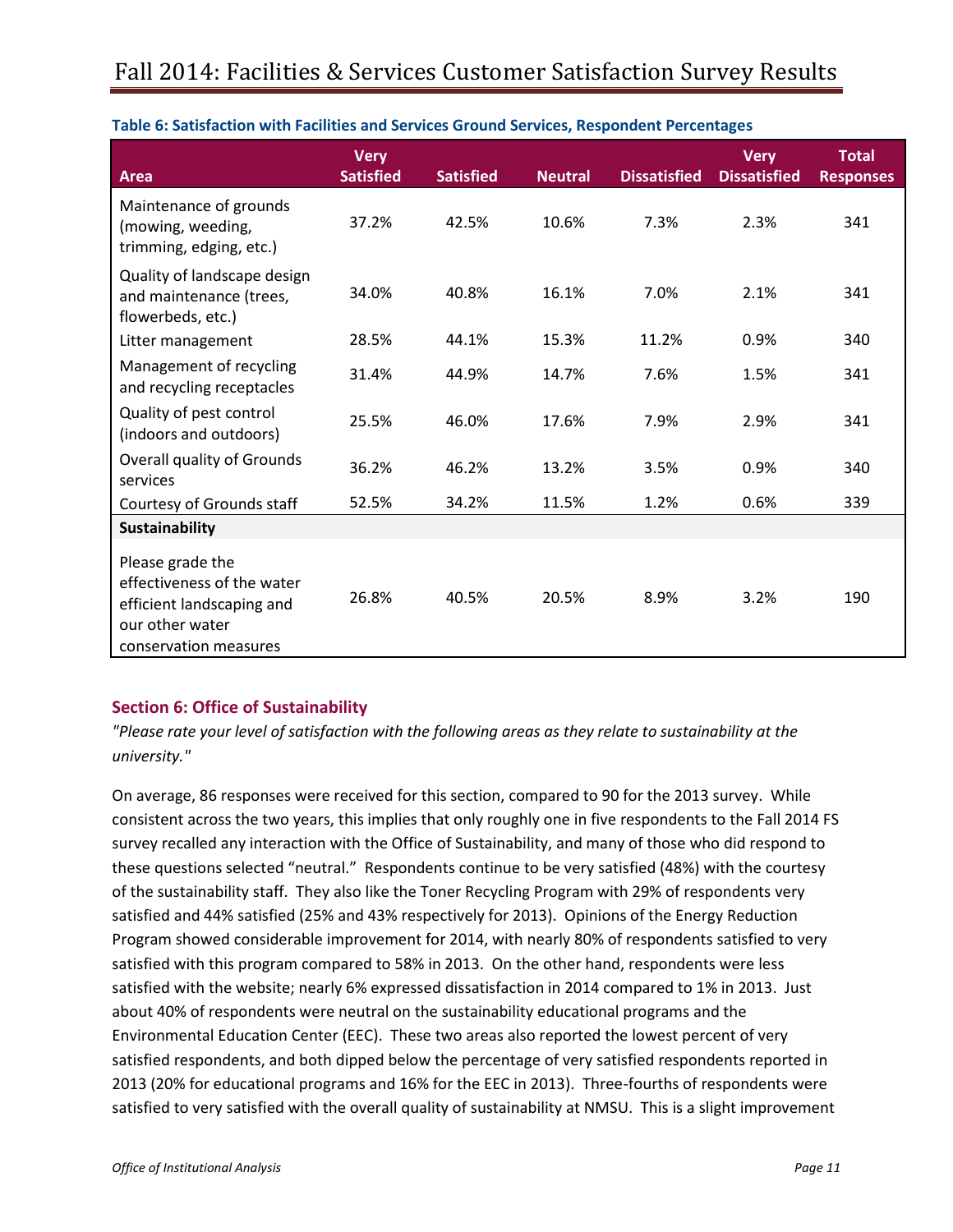**Table 6: Satisfaction with Facilities and Services Ground Services, Respondent Percentages**

| Area | Very Satisfied | Satisfied | Neutral | Dissatisfied | Very Dissatisfied | Total Responses |
|---|---|---|---|---|---|---|
| Maintenance of grounds (mowing, weeding, trimming, edging, etc.) | 37.2% | 42.5% | 10.6% | 7.3% | 2.3% | 341 |
| Quality of landscape design and maintenance (trees, flowerbeds, etc.) | 34.0% | 40.8% | 16.1% | 7.0% | 2.1% | 341 |
| Litter management | 28.5% | 44.1% | 15.3% | 11.2% | 0.9% | 340 |
| Management of recycling and recycling receptacles | 31.4% | 44.9% | 14.7% | 7.6% | 1.5% | 341 |
| Quality of pest control (indoors and outdoors) | 25.5% | 46.0% | 17.6% | 7.9% | 2.9% | 341 |
| Overall quality of Grounds services | 36.2% | 46.2% | 13.2% | 3.5% | 0.9% | 340 |
| Courtesy of Grounds staff | 52.5% | 34.2% | 11.5% | 1.2% | 0.6% | 339 |
| **Sustainability** | | | | | | |
| Please grade the effectiveness of the water efficient landscaping and our other water conservation measures | 26.8% | 40.5% | 20.5% | 8.9% | 3.2% | 190 |

## Section 6: Office of Sustainability

*"Please rate your level of satisfaction with the following areas as they relate to sustainability at the university."*

On average, 86 responses were received for this section, compared to 90 for the 2013 survey. While consistent across the two years, this implies that only roughly one in five respondents to the Fall 2014 FS survey recalled any interaction with the Office of Sustainability, and many of those who did respond to these questions selected "neutral." Respondents continue to be very satisfied (48%) with the courtesy of the sustainability staff. They also like the Toner Recycling Program with 29% of respondents very satisfied and 44% satisfied (25% and 43% respectively for 2013). Opinions of the Energy Reduction Program showed considerable improvement for 2014, with nearly 80% of respondents satisfied to very satisfied with this program compared to 58% in 2013. On the other hand, respondents were less satisfied with the website; nearly 6% expressed dissatisfaction in 2014 compared to 1% in 2013. Just about 40% of respondents were neutral on the sustainability educational programs and the Environmental Education Center (EEC). These two areas also reported the lowest percent of very satisfied respondents, and both dipped below the percentage of very satisfied respondents reported in 2013 (20% for educational programs and 16% for the EEC in 2013). Three-fourths of respondents were satisfied to very satisfied with the overall quality of sustainability at NMSU. This is a slight improvement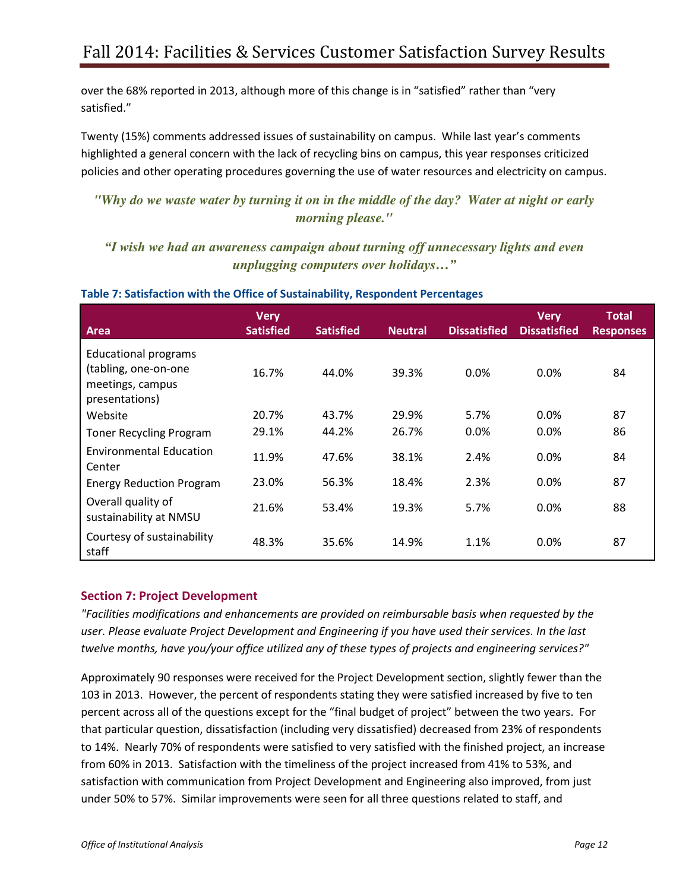over the 68% reported in 2013, although more of this change is in "satisfied" rather than "very satisfied."

Twenty (15%) comments addressed issues of sustainability on campus. While last year's comments highlighted a general concern with the lack of recycling bins on campus, this year responses criticized policies and other operating procedures governing the use of water resources and electricity on campus.

***"Why do we waste water by turning it on in the middle of the day? Water at night or early morning please."***

***"I wish we had an awareness campaign about turning off unnecessary lights and even unplugging computers over holidays…"***

**Table 7: Satisfaction with the Office of Sustainability, Respondent Percentages**

| Area | Very Satisfied | Satisfied | Neutral | Dissatisfied | Very Dissatisfied | Total Responses |
|---|---|---|---|---|---|---|
| Educational programs (tabling, one-on-one meetings, campus presentations) | 16.7% | 44.0% | 39.3% | 0.0% | 0.0% | 84 |
| Website | 20.7% | 43.7% | 29.9% | 5.7% | 0.0% | 87 |
| Toner Recycling Program | 29.1% | 44.2% | 26.7% | 0.0% | 0.0% | 86 |
| Environmental Education Center | 11.9% | 47.6% | 38.1% | 2.4% | 0.0% | 84 |
| Energy Reduction Program | 23.0% | 56.3% | 18.4% | 2.3% | 0.0% | 87 |
| Overall quality of sustainability at NMSU | 21.6% | 53.4% | 19.3% | 5.7% | 0.0% | 88 |
| Courtesy of sustainability staff | 48.3% | 35.6% | 14.9% | 1.1% | 0.0% | 87 |

## Section 7: Project Development

*"Facilities modifications and enhancements are provided on reimbursable basis when requested by the user. Please evaluate Project Development and Engineering if you have used their services. In the last twelve months, have you/your office utilized any of these types of projects and engineering services?"*

Approximately 90 responses were received for the Project Development section, slightly fewer than the 103 in 2013. However, the percent of respondents stating they were satisfied increased by five to ten percent across all of the questions except for the "final budget of project" between the two years. For that particular question, dissatisfaction (including very dissatisfied) decreased from 23% of respondents to 14%. Nearly 70% of respondents were satisfied to very satisfied with the finished project, an increase from 60% in 2013. Satisfaction with the timeliness of the project increased from 41% to 53%, and satisfaction with communication from Project Development and Engineering also improved, from just under 50% to 57%. Similar improvements were seen for all three questions related to staff, and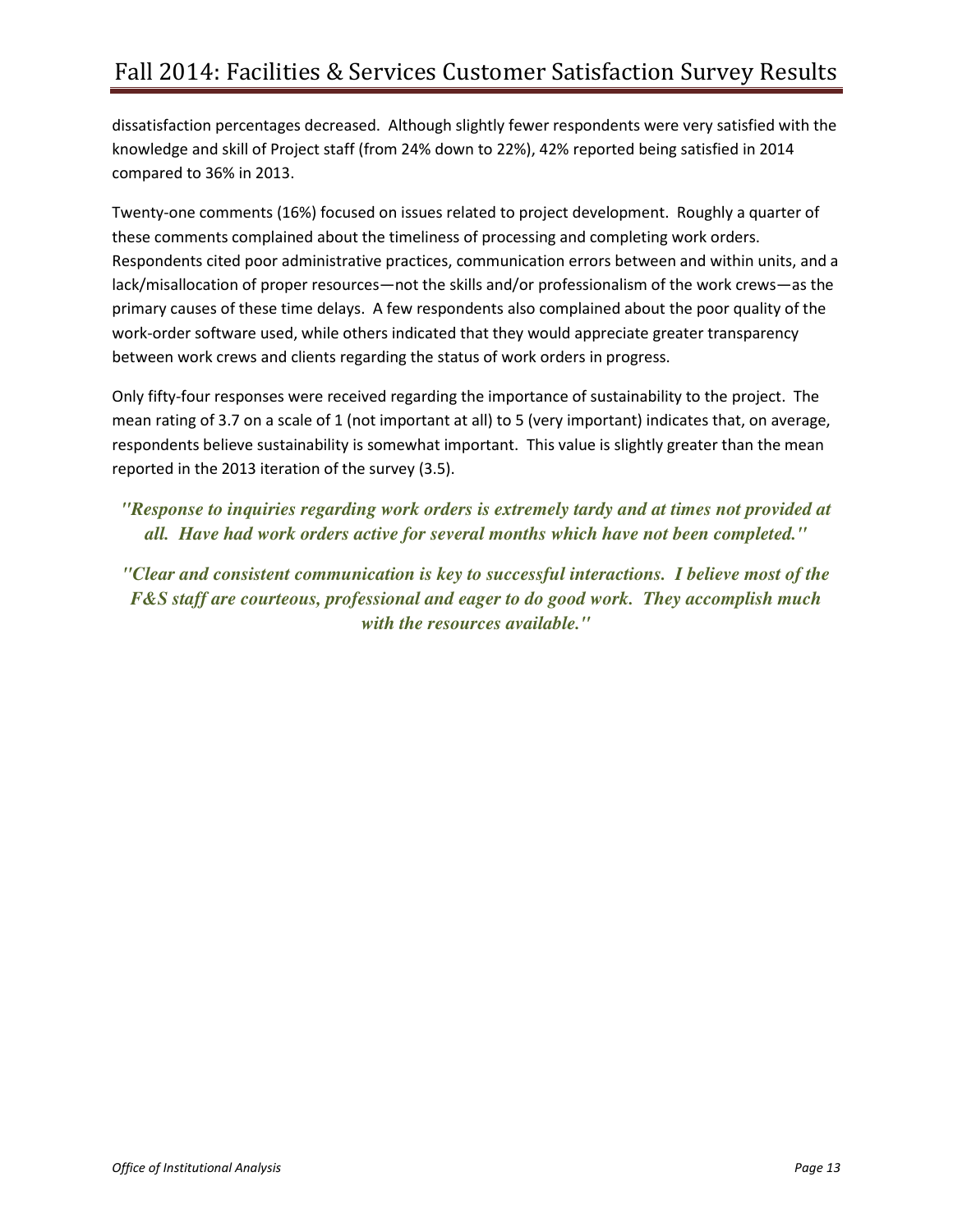dissatisfaction percentages decreased. Although slightly fewer respondents were very satisfied with the knowledge and skill of Project staff (from 24% down to 22%), 42% reported being satisfied in 2014 compared to 36% in 2013.

Twenty-one comments (16%) focused on issues related to project development. Roughly a quarter of these comments complained about the timeliness of processing and completing work orders. Respondents cited poor administrative practices, communication errors between and within units, and a lack/misallocation of proper resources—not the skills and/or professionalism of the work crews—as the primary causes of these time delays. A few respondents also complained about the poor quality of the work-order software used, while others indicated that they would appreciate greater transparency between work crews and clients regarding the status of work orders in progress.

Only fifty-four responses were received regarding the importance of sustainability to the project. The mean rating of 3.7 on a scale of 1 (not important at all) to 5 (very important) indicates that, on average, respondents believe sustainability is somewhat important. This value is slightly greater than the mean reported in the 2013 iteration of the survey (3.5).

***"Response to inquiries regarding work orders is extremely tardy and at times not provided at all. Have had work orders active for several months which have not been completed."***

***"Clear and consistent communication is key to successful interactions. I believe most of the F&S staff are courteous, professional and eager to do good work. They accomplish much with the resources available."***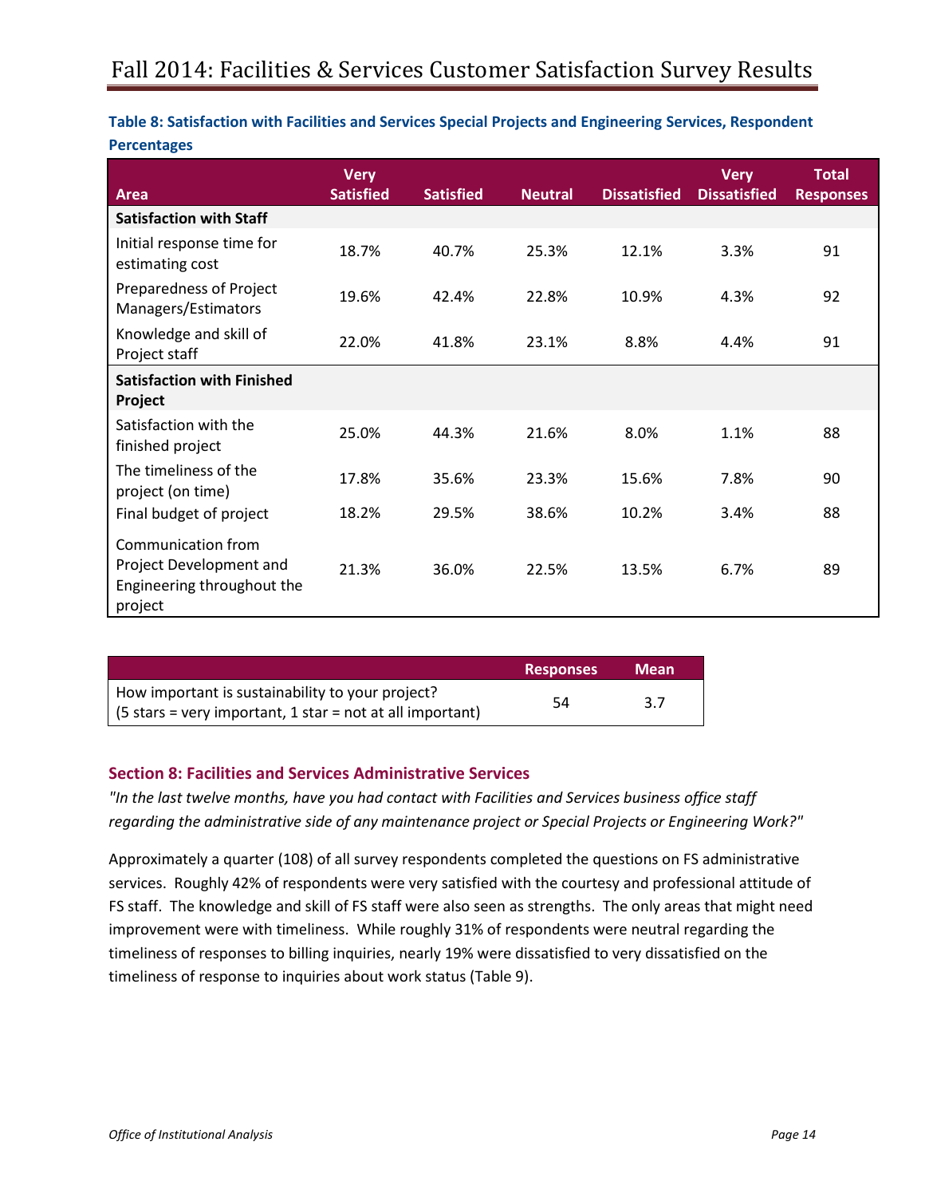**Table 8: Satisfaction with Facilities and Services Special Projects and Engineering Services, Respondent Percentages**

| Area | Very Satisfied | Satisfied | Neutral | Dissatisfied | Very Dissatisfied | Total Responses |
|---|---|---|---|---|---|---|
| **Satisfaction with Staff** | | | | | | |
| Initial response time for estimating cost | 18.7% | 40.7% | 25.3% | 12.1% | 3.3% | 91 |
| Preparedness of Project Managers/Estimators | 19.6% | 42.4% | 22.8% | 10.9% | 4.3% | 92 |
| Knowledge and skill of Project staff | 22.0% | 41.8% | 23.1% | 8.8% | 4.4% | 91 |
| **Satisfaction with Finished Project** | | | | | | |
| Satisfaction with the finished project | 25.0% | 44.3% | 21.6% | 8.0% | 1.1% | 88 |
| The timeliness of the project (on time) | 17.8% | 35.6% | 23.3% | 15.6% | 7.8% | 90 |
| Final budget of project | 18.2% | 29.5% | 38.6% | 10.2% | 3.4% | 88 |
| Communication from Project Development and Engineering throughout the project | 21.3% | 36.0% | 22.5% | 13.5% | 6.7% | 89 |

| | Responses | Mean |
|---|---|---|
| How important is sustainability to your project? (5 stars = very important, 1 star = not at all important) | 54 | 3.7 |

### Section 8: Facilities and Services Administrative Services

*"In the last twelve months, have you had contact with Facilities and Services business office staff regarding the administrative side of any maintenance project or Special Projects or Engineering Work?"*

Approximately a quarter (108) of all survey respondents completed the questions on FS administrative services. Roughly 42% of respondents were very satisfied with the courtesy and professional attitude of FS staff. The knowledge and skill of FS staff were also seen as strengths. The only areas that might need improvement were with timeliness. While roughly 31% of respondents were neutral regarding the timeliness of responses to billing inquiries, nearly 19% were dissatisfied to very dissatisfied on the timeliness of response to inquiries about work status (Table 9).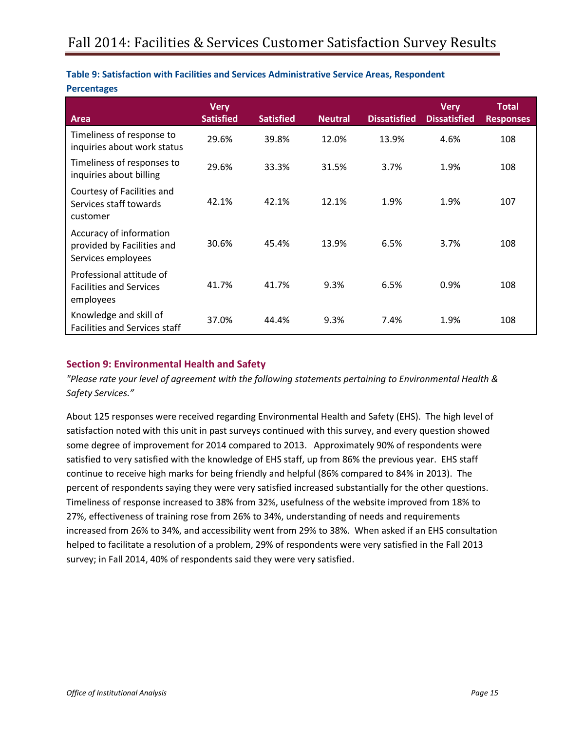**Table 9: Satisfaction with Facilities and Services Administrative Service Areas, Respondent Percentages**

| Area | Very Satisfied | Satisfied | Neutral | Dissatisfied | Very Dissatisfied | Total Responses |
|---|---|---|---|---|---|---|
| Timeliness of response to inquiries about work status | 29.6% | 39.8% | 12.0% | 13.9% | 4.6% | 108 |
| Timeliness of responses to inquiries about billing | 29.6% | 33.3% | 31.5% | 3.7% | 1.9% | 108 |
| Courtesy of Facilities and Services staff towards customer | 42.1% | 42.1% | 12.1% | 1.9% | 1.9% | 107 |
| Accuracy of information provided by Facilities and Services employees | 30.6% | 45.4% | 13.9% | 6.5% | 3.7% | 108 |
| Professional attitude of Facilities and Services employees | 41.7% | 41.7% | 9.3% | 6.5% | 0.9% | 108 |
| Knowledge and skill of Facilities and Services staff | 37.0% | 44.4% | 9.3% | 7.4% | 1.9% | 108 |

## Section 9: Environmental Health and Safety

*"Please rate your level of agreement with the following statements pertaining to Environmental Health & Safety Services."*

About 125 responses were received regarding Environmental Health and Safety (EHS). The high level of satisfaction noted with this unit in past surveys continued with this survey, and every question showed some degree of improvement for 2014 compared to 2013. Approximately 90% of respondents were satisfied to very satisfied with the knowledge of EHS staff, up from 86% the previous year. EHS staff continue to receive high marks for being friendly and helpful (86% compared to 84% in 2013). The percent of respondents saying they were very satisfied increased substantially for the other questions. Timeliness of response increased to 38% from 32%, usefulness of the website improved from 18% to 27%, effectiveness of training rose from 26% to 34%, understanding of needs and requirements increased from 26% to 34%, and accessibility went from 29% to 38%. When asked if an EHS consultation helped to facilitate a resolution of a problem, 29% of respondents were very satisfied in the Fall 2013 survey; in Fall 2014, 40% of respondents said they were very satisfied.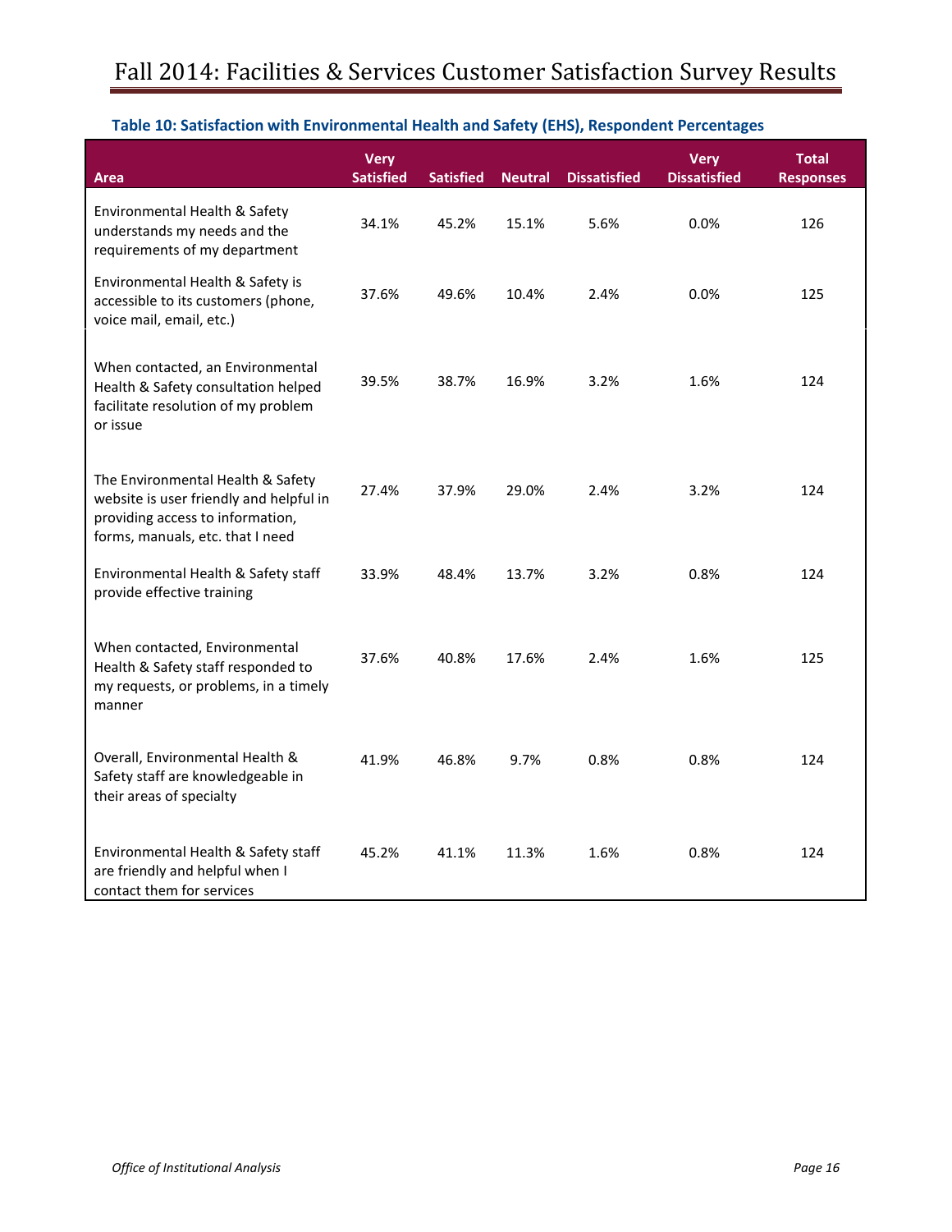**Table 10: Satisfaction with Environmental Health and Safety (EHS), Respondent Percentages**

| Area | Very Satisfied | Satisfied | Neutral | Dissatisfied | Very Dissatisfied | Total Responses |
|---|---|---|---|---|---|---|
| Environmental Health & Safety understands my needs and the requirements of my department | 34.1% | 45.2% | 15.1% | 5.6% | 0.0% | 126 |
| Environmental Health & Safety is accessible to its customers (phone, voice mail, email, etc.) | 37.6% | 49.6% | 10.4% | 2.4% | 0.0% | 125 |
| When contacted, an Environmental Health & Safety consultation helped facilitate resolution of my problem or issue | 39.5% | 38.7% | 16.9% | 3.2% | 1.6% | 124 |
| The Environmental Health & Safety website is user friendly and helpful in providing access to information, forms, manuals, etc. that I need | 27.4% | 37.9% | 29.0% | 2.4% | 3.2% | 124 |
| Environmental Health & Safety staff provide effective training | 33.9% | 48.4% | 13.7% | 3.2% | 0.8% | 124 |
| When contacted, Environmental Health & Safety staff responded to my requests, or problems, in a timely manner | 37.6% | 40.8% | 17.6% | 2.4% | 1.6% | 125 |
| Overall, Environmental Health & Safety staff are knowledgeable in their areas of specialty | 41.9% | 46.8% | 9.7% | 0.8% | 0.8% | 124 |
| Environmental Health & Safety staff are friendly and helpful when I contact them for services | 45.2% | 41.1% | 11.3% | 1.6% | 0.8% | 124 |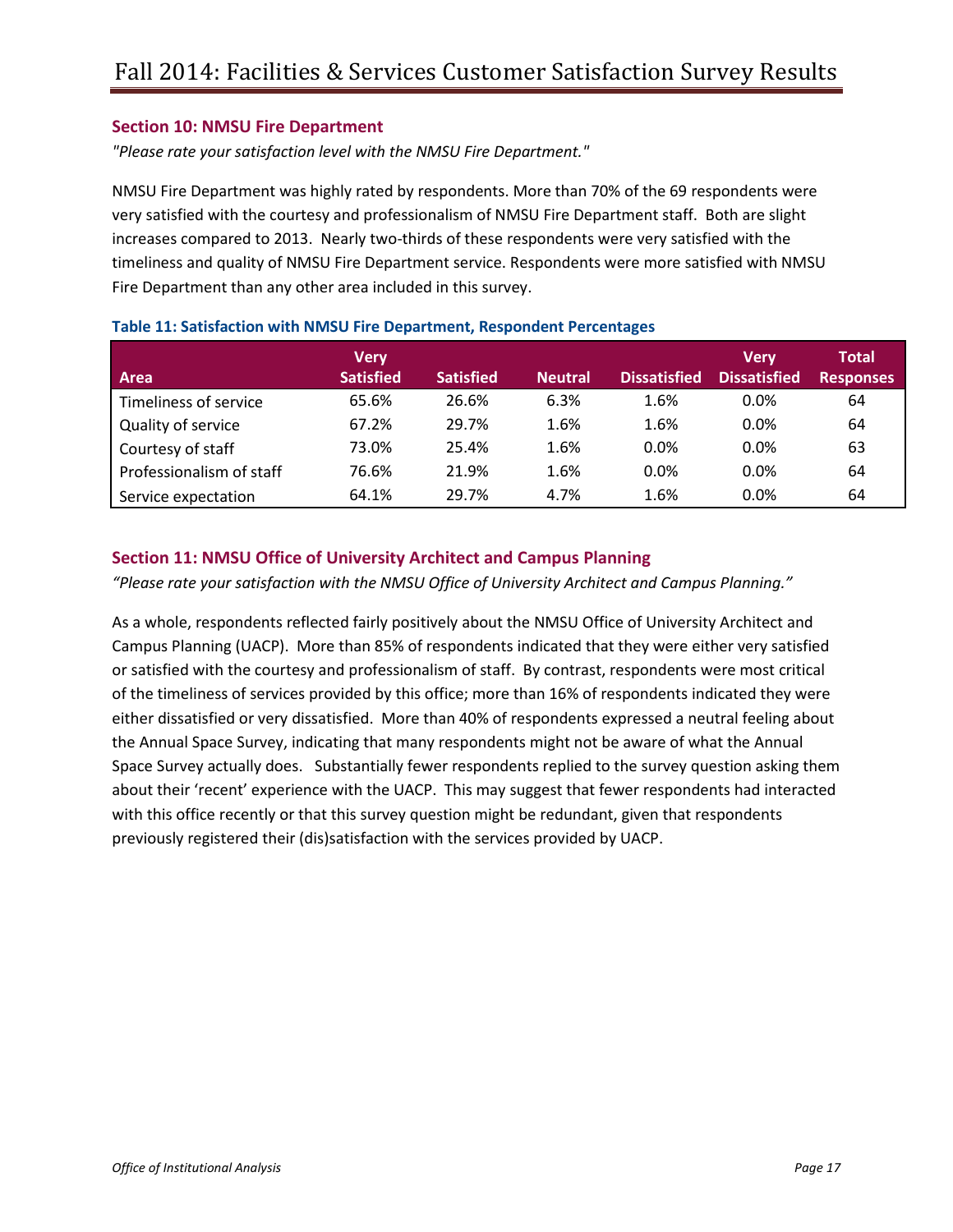## Section 10: NMSU Fire Department

*"Please rate your satisfaction level with the NMSU Fire Department."*

NMSU Fire Department was highly rated by respondents. More than 70% of the 69 respondents were very satisfied with the courtesy and professionalism of NMSU Fire Department staff. Both are slight increases compared to 2013. Nearly two-thirds of these respondents were very satisfied with the timeliness and quality of NMSU Fire Department service. Respondents were more satisfied with NMSU Fire Department than any other area included in this survey.

**Table 11: Satisfaction with NMSU Fire Department, Respondent Percentages**

| Area | Very Satisfied | Satisfied | Neutral | Dissatisfied | Very Dissatisfied | Total Responses |
|---|---|---|---|---|---|---|
| Timeliness of service | 65.6% | 26.6% | 6.3% | 1.6% | 0.0% | 64 |
| Quality of service | 67.2% | 29.7% | 1.6% | 1.6% | 0.0% | 64 |
| Courtesy of staff | 73.0% | 25.4% | 1.6% | 0.0% | 0.0% | 63 |
| Professionalism of staff | 76.6% | 21.9% | 1.6% | 0.0% | 0.0% | 64 |
| Service expectation | 64.1% | 29.7% | 4.7% | 1.6% | 0.0% | 64 |

## Section 11: NMSU Office of University Architect and Campus Planning

*"Please rate your satisfaction with the NMSU Office of University Architect and Campus Planning."*

As a whole, respondents reflected fairly positively about the NMSU Office of University Architect and Campus Planning (UACP). More than 85% of respondents indicated that they were either very satisfied or satisfied with the courtesy and professionalism of staff. By contrast, respondents were most critical of the timeliness of services provided by this office; more than 16% of respondents indicated they were either dissatisfied or very dissatisfied. More than 40% of respondents expressed a neutral feeling about the Annual Space Survey, indicating that many respondents might not be aware of what the Annual Space Survey actually does. Substantially fewer respondents replied to the survey question asking them about their 'recent' experience with the UACP. This may suggest that fewer respondents had interacted with this office recently or that this survey question might be redundant, given that respondents previously registered their (dis)satisfaction with the services provided by UACP.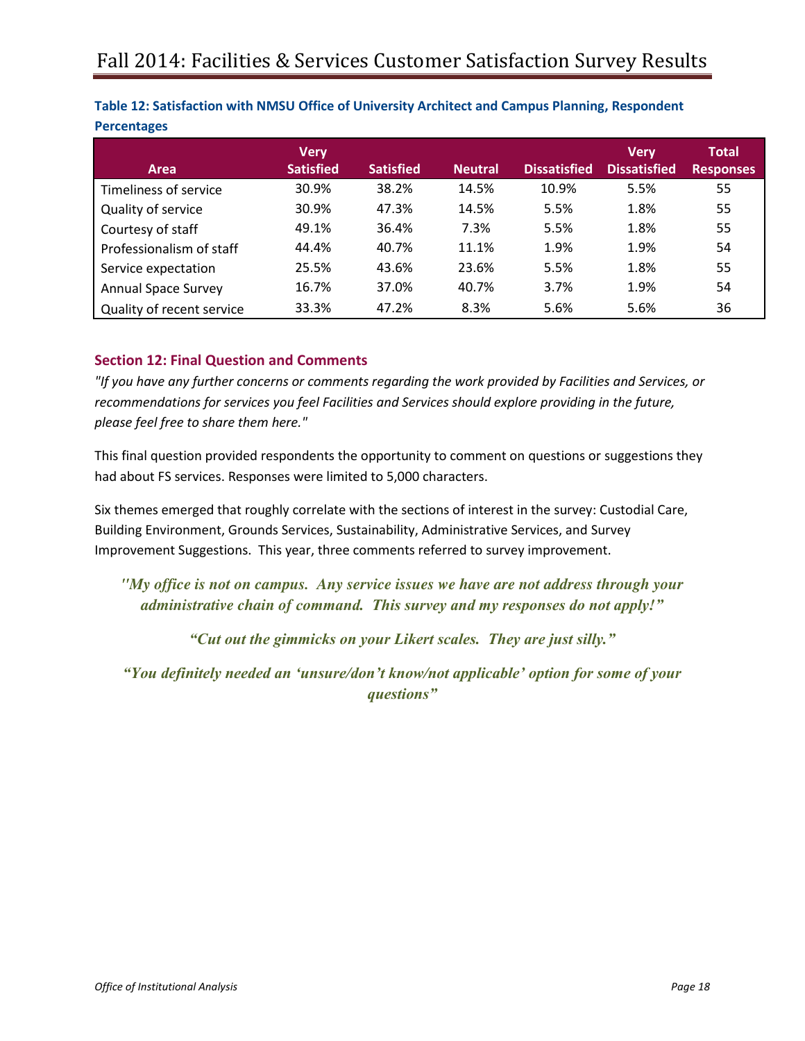**Table 12: Satisfaction with NMSU Office of University Architect and Campus Planning, Respondent Percentages**

| Area | Very Satisfied | Satisfied | Neutral | Dissatisfied | Very Dissatisfied | Total Responses |
|---|---|---|---|---|---|---|
| Timeliness of service | 30.9% | 38.2% | 14.5% | 10.9% | 5.5% | 55 |
| Quality of service | 30.9% | 47.3% | 14.5% | 5.5% | 1.8% | 55 |
| Courtesy of staff | 49.1% | 36.4% | 7.3% | 5.5% | 1.8% | 55 |
| Professionalism of staff | 44.4% | 40.7% | 11.1% | 1.9% | 1.9% | 54 |
| Service expectation | 25.5% | 43.6% | 23.6% | 5.5% | 1.8% | 55 |
| Annual Space Survey | 16.7% | 37.0% | 40.7% | 3.7% | 1.9% | 54 |
| Quality of recent service | 33.3% | 47.2% | 8.3% | 5.6% | 5.6% | 36 |

## Section 12: Final Question and Comments

*"If you have any further concerns or comments regarding the work provided by Facilities and Services, or recommendations for services you feel Facilities and Services should explore providing in the future, please feel free to share them here."*

This final question provided respondents the opportunity to comment on questions or suggestions they had about FS services. Responses were limited to 5,000 characters.

Six themes emerged that roughly correlate with the sections of interest in the survey: Custodial Care, Building Environment, Grounds Services, Sustainability, Administrative Services, and Survey Improvement Suggestions. This year, three comments referred to survey improvement.

***"My office is not on campus. Any service issues we have are not address through your administrative chain of command. This survey and my responses do not apply!"***

***"Cut out the gimmicks on your Likert scales. They are just silly."***

***"You definitely needed an 'unsure/don't know/not applicable' option for some of your questions"***